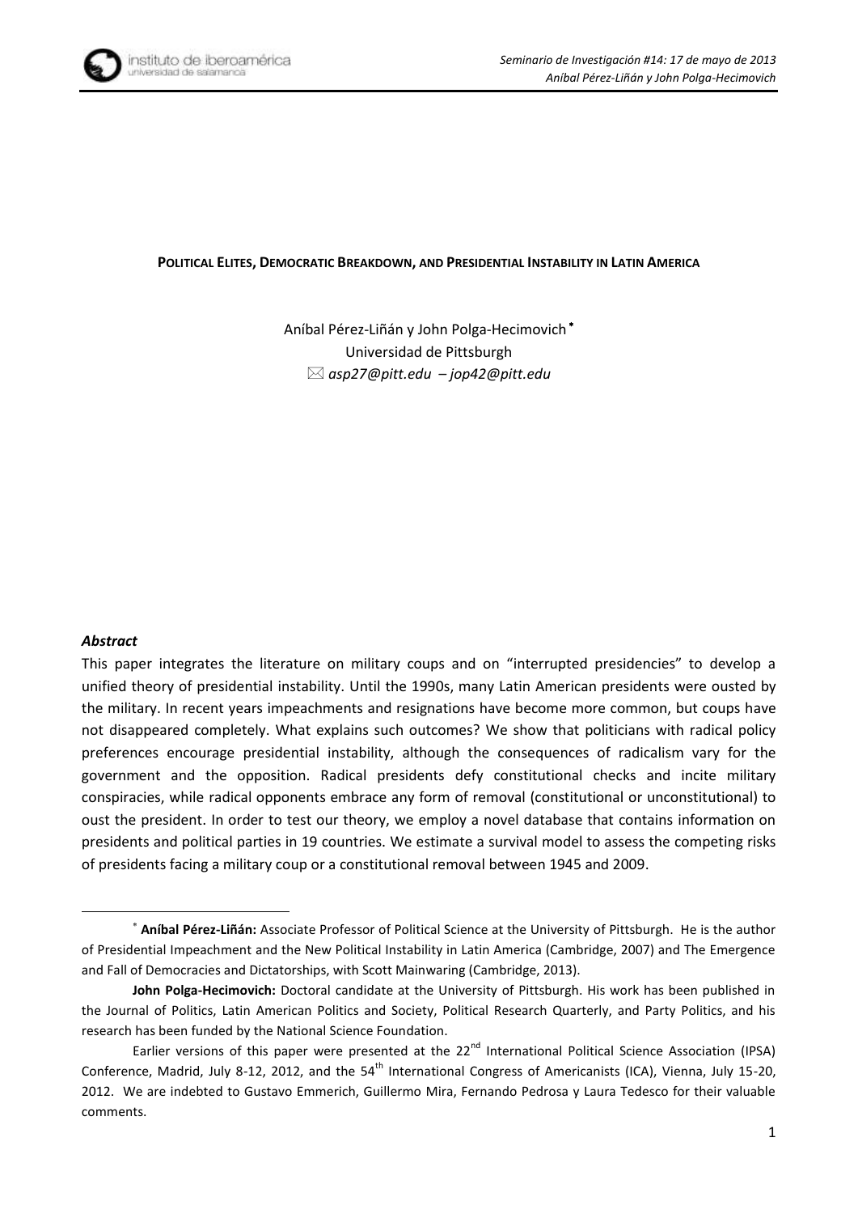**POLITICAL ELITES, DEMOCRATIC BREAKDOWN, AND PRESIDENTIAL INSTABILITY IN LATIN AMERICA**

Aníbal Pérez-Liñán y John Polga-Hecimovich*
Universidad de Pittsburgh
✉ *asp27@pitt.edu – jop42@pitt.edu*

***Abstract***

This paper integrates the literature on military coups and on "interrupted presidencies" to develop a unified theory of presidential instability. Until the 1990s, many Latin American presidents were ousted by the military. In recent years impeachments and resignations have become more common, but coups have not disappeared completely. What explains such outcomes? We show that politicians with radical policy preferences encourage presidential instability, although the consequences of radicalism vary for the government and the opposition. Radical presidents defy constitutional checks and incite military conspiracies, while radical opponents embrace any form of removal (constitutional or unconstitutional) to oust the president. In order to test our theory, we employ a novel database that contains information on presidents and political parties in 19 countries. We estimate a survival model to assess the competing risks of presidents facing a military coup or a constitutional removal between 1945 and 2009.

---

\* **Aníbal Pérez-Liñán:** Associate Professor of Political Science at the University of Pittsburgh. He is the author of Presidential Impeachment and the New Political Instability in Latin America (Cambridge, 2007) and The Emergence and Fall of Democracies and Dictatorships, with Scott Mainwaring (Cambridge, 2013).

**John Polga-Hecimovich:** Doctoral candidate at the University of Pittsburgh. His work has been published in the Journal of Politics, Latin American Politics and Society, Political Research Quarterly, and Party Politics, and his research has been funded by the National Science Foundation.

Earlier versions of this paper were presented at the 22nd International Political Science Association (IPSA) Conference, Madrid, July 8-12, 2012, and the 54th International Congress of Americanists (ICA), Vienna, July 15-20, 2012. We are indebted to Gustavo Emmerich, Guillermo Mira, Fernando Pedrosa y Laura Tedesco for their valuable comments.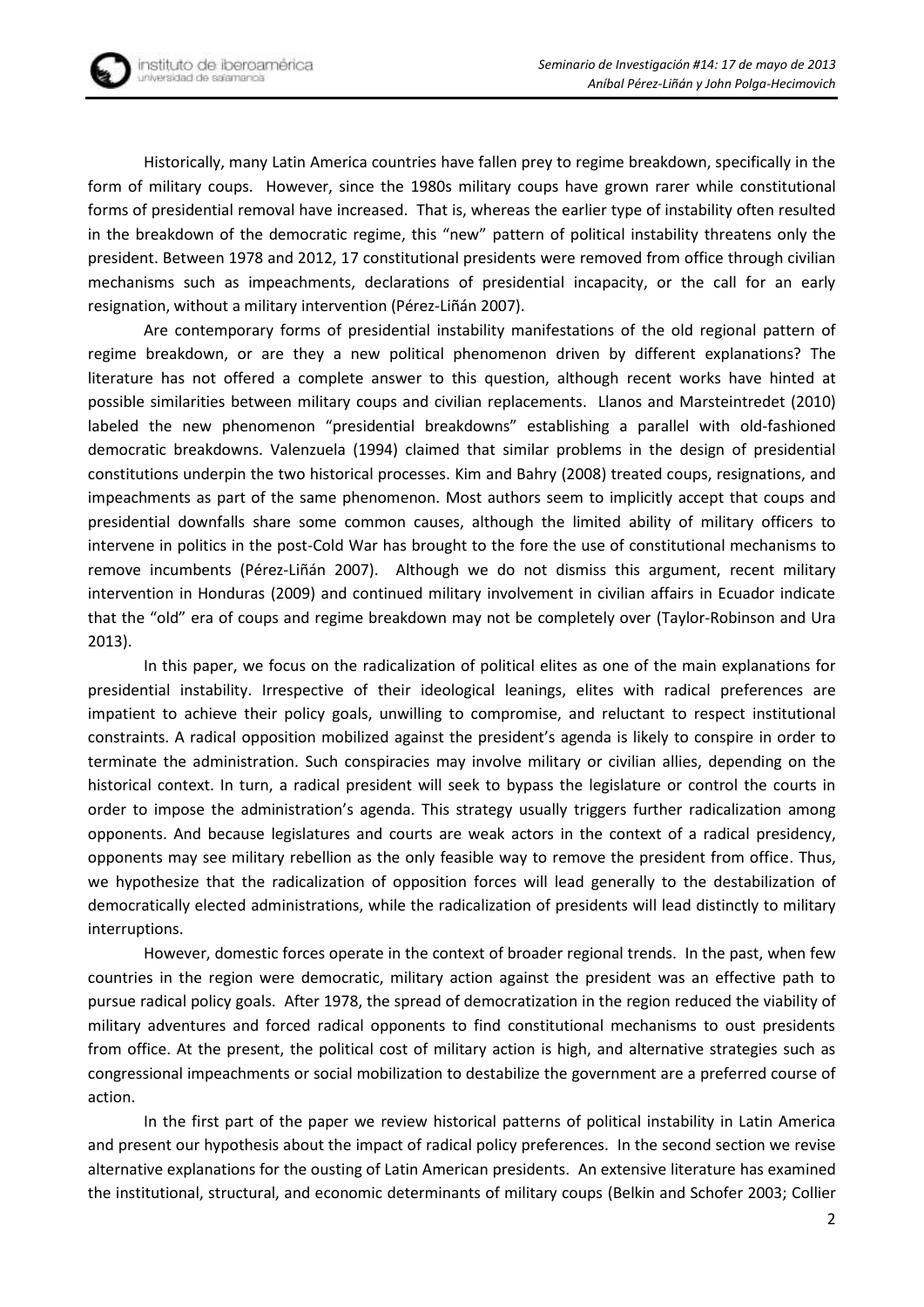Historically, many Latin America countries have fallen prey to regime breakdown, specifically in the form of military coups. However, since the 1980s military coups have grown rarer while constitutional forms of presidential removal have increased. That is, whereas the earlier type of instability often resulted in the breakdown of the democratic regime, this "new" pattern of political instability threatens only the president. Between 1978 and 2012, 17 constitutional presidents were removed from office through civilian mechanisms such as impeachments, declarations of presidential incapacity, or the call for an early resignation, without a military intervention (Pérez-Liñán 2007).

Are contemporary forms of presidential instability manifestations of the old regional pattern of regime breakdown, or are they a new political phenomenon driven by different explanations? The literature has not offered a complete answer to this question, although recent works have hinted at possible similarities between military coups and civilian replacements. Llanos and Marsteintredet (2010) labeled the new phenomenon "presidential breakdowns" establishing a parallel with old-fashioned democratic breakdowns. Valenzuela (1994) claimed that similar problems in the design of presidential constitutions underpin the two historical processes. Kim and Bahry (2008) treated coups, resignations, and impeachments as part of the same phenomenon. Most authors seem to implicitly accept that coups and presidential downfalls share some common causes, although the limited ability of military officers to intervene in politics in the post-Cold War has brought to the fore the use of constitutional mechanisms to remove incumbents (Pérez-Liñán 2007). Although we do not dismiss this argument, recent military intervention in Honduras (2009) and continued military involvement in civilian affairs in Ecuador indicate that the "old" era of coups and regime breakdown may not be completely over (Taylor-Robinson and Ura 2013).

In this paper, we focus on the radicalization of political elites as one of the main explanations for presidential instability. Irrespective of their ideological leanings, elites with radical preferences are impatient to achieve their policy goals, unwilling to compromise, and reluctant to respect institutional constraints. A radical opposition mobilized against the president's agenda is likely to conspire in order to terminate the administration. Such conspiracies may involve military or civilian allies, depending on the historical context. In turn, a radical president will seek to bypass the legislature or control the courts in order to impose the administration's agenda. This strategy usually triggers further radicalization among opponents. And because legislatures and courts are weak actors in the context of a radical presidency, opponents may see military rebellion as the only feasible way to remove the president from office. Thus, we hypothesize that the radicalization of opposition forces will lead generally to the destabilization of democratically elected administrations, while the radicalization of presidents will lead distinctly to military interruptions.

However, domestic forces operate in the context of broader regional trends. In the past, when few countries in the region were democratic, military action against the president was an effective path to pursue radical policy goals. After 1978, the spread of democratization in the region reduced the viability of military adventures and forced radical opponents to find constitutional mechanisms to oust presidents from office. At the present, the political cost of military action is high, and alternative strategies such as congressional impeachments or social mobilization to destabilize the government are a preferred course of action.

In the first part of the paper we review historical patterns of political instability in Latin America and present our hypothesis about the impact of radical policy preferences. In the second section we revise alternative explanations for the ousting of Latin American presidents. An extensive literature has examined the institutional, structural, and economic determinants of military coups (Belkin and Schofer 2003; Collier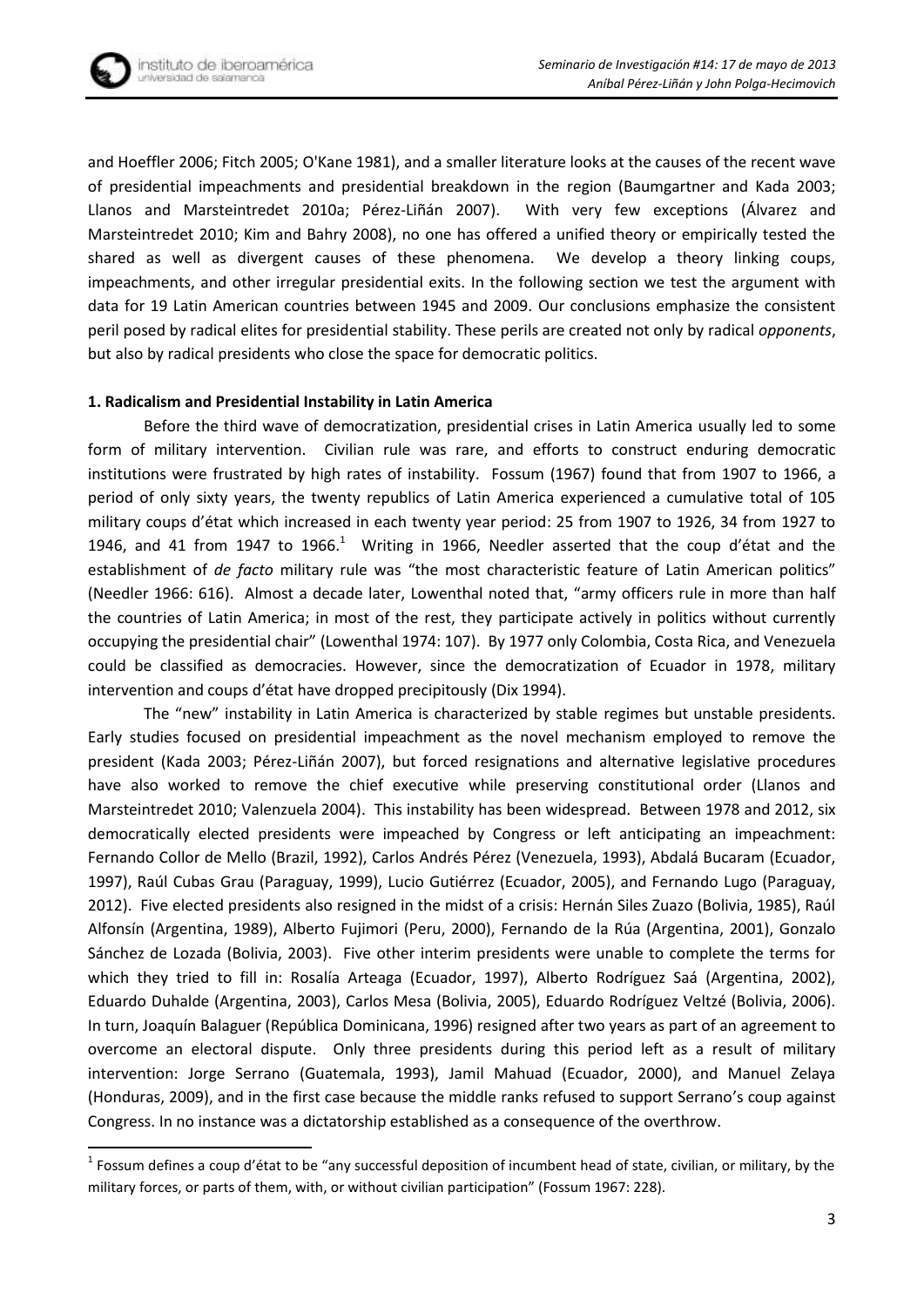and Hoeffler 2006; Fitch 2005; O'Kane 1981), and a smaller literature looks at the causes of the recent wave of presidential impeachments and presidential breakdown in the region (Baumgartner and Kada 2003; Llanos and Marsteintredet 2010a; Pérez-Liñán 2007). With very few exceptions (Álvarez and Marsteintredet 2010; Kim and Bahry 2008), no one has offered a unified theory or empirically tested the shared as well as divergent causes of these phenomena. We develop a theory linking coups, impeachments, and other irregular presidential exits. In the following section we test the argument with data for 19 Latin American countries between 1945 and 2009. Our conclusions emphasize the consistent peril posed by radical elites for presidential stability. These perils are created not only by radical *opponents*, but also by radical presidents who close the space for democratic politics.

**1. Radicalism and Presidential Instability in Latin America**

Before the third wave of democratization, presidential crises in Latin America usually led to some form of military intervention. Civilian rule was rare, and efforts to construct enduring democratic institutions were frustrated by high rates of instability. Fossum (1967) found that from 1907 to 1966, a period of only sixty years, the twenty republics of Latin America experienced a cumulative total of 105 military coups d'état which increased in each twenty year period: 25 from 1907 to 1926, 34 from 1927 to 1946, and 41 from 1947 to 1966.[1] Writing in 1966, Needler asserted that the coup d'état and the establishment of *de facto* military rule was "the most characteristic feature of Latin American politics" (Needler 1966: 616). Almost a decade later, Lowenthal noted that, "army officers rule in more than half the countries of Latin America; in most of the rest, they participate actively in politics without currently occupying the presidential chair" (Lowenthal 1974: 107). By 1977 only Colombia, Costa Rica, and Venezuela could be classified as democracies. However, since the democratization of Ecuador in 1978, military intervention and coups d'état have dropped precipitously (Dix 1994).

The "new" instability in Latin America is characterized by stable regimes but unstable presidents. Early studies focused on presidential impeachment as the novel mechanism employed to remove the president (Kada 2003; Pérez-Liñán 2007), but forced resignations and alternative legislative procedures have also worked to remove the chief executive while preserving constitutional order (Llanos and Marsteintredet 2010; Valenzuela 2004). This instability has been widespread. Between 1978 and 2012, six democratically elected presidents were impeached by Congress or left anticipating an impeachment: Fernando Collor de Mello (Brazil, 1992), Carlos Andrés Pérez (Venezuela, 1993), Abdalá Bucaram (Ecuador, 1997), Raúl Cubas Grau (Paraguay, 1999), Lucio Gutiérrez (Ecuador, 2005), and Fernando Lugo (Paraguay, 2012). Five elected presidents also resigned in the midst of a crisis: Hernán Siles Zuazo (Bolivia, 1985), Raúl Alfonsín (Argentina, 1989), Alberto Fujimori (Peru, 2000), Fernando de la Rúa (Argentina, 2001), Gonzalo Sánchez de Lozada (Bolivia, 2003). Five other interim presidents were unable to complete the terms for which they tried to fill in: Rosalía Arteaga (Ecuador, 1997), Alberto Rodríguez Saá (Argentina, 2002), Eduardo Duhalde (Argentina, 2003), Carlos Mesa (Bolivia, 2005), Eduardo Rodríguez Veltzé (Bolivia, 2006). In turn, Joaquín Balaguer (República Dominicana, 1996) resigned after two years as part of an agreement to overcome an electoral dispute. Only three presidents during this period left as a result of military intervention: Jorge Serrano (Guatemala, 1993), Jamil Mahuad (Ecuador, 2000), and Manuel Zelaya (Honduras, 2009), and in the first case because the middle ranks refused to support Serrano's coup against Congress. In no instance was a dictatorship established as a consequence of the overthrow.

[1] Fossum defines a coup d'état to be "any successful deposition of incumbent head of state, civilian, or military, by the military forces, or parts of them, with, or without civilian participation" (Fossum 1967: 228).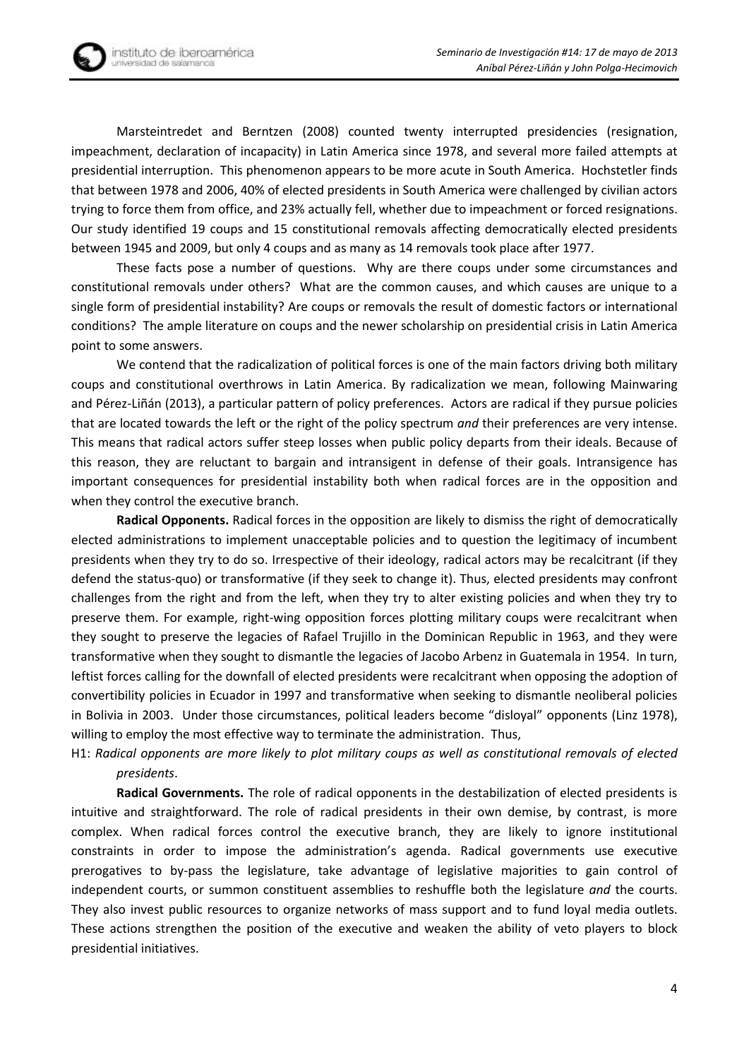Marsteintredet and Berntzen (2008) counted twenty interrupted presidencies (resignation, impeachment, declaration of incapacity) in Latin America since 1978, and several more failed attempts at presidential interruption. This phenomenon appears to be more acute in South America. Hochstetler finds that between 1978 and 2006, 40% of elected presidents in South America were challenged by civilian actors trying to force them from office, and 23% actually fell, whether due to impeachment or forced resignations. Our study identified 19 coups and 15 constitutional removals affecting democratically elected presidents between 1945 and 2009, but only 4 coups and as many as 14 removals took place after 1977.

These facts pose a number of questions. Why are there coups under some circumstances and constitutional removals under others? What are the common causes, and which causes are unique to a single form of presidential instability? Are coups or removals the result of domestic factors or international conditions? The ample literature on coups and the newer scholarship on presidential crisis in Latin America point to some answers.

We contend that the radicalization of political forces is one of the main factors driving both military coups and constitutional overthrows in Latin America. By radicalization we mean, following Mainwaring and Pérez-Liñán (2013), a particular pattern of policy preferences. Actors are radical if they pursue policies that are located towards the left or the right of the policy spectrum *and* their preferences are very intense. This means that radical actors suffer steep losses when public policy departs from their ideals. Because of this reason, they are reluctant to bargain and intransigent in defense of their goals. Intransigence has important consequences for presidential instability both when radical forces are in the opposition and when they control the executive branch.

**Radical Opponents.** Radical forces in the opposition are likely to dismiss the right of democratically elected administrations to implement unacceptable policies and to question the legitimacy of incumbent presidents when they try to do so. Irrespective of their ideology, radical actors may be recalcitrant (if they defend the status-quo) or transformative (if they seek to change it). Thus, elected presidents may confront challenges from the right and from the left, when they try to alter existing policies and when they try to preserve them. For example, right-wing opposition forces plotting military coups were recalcitrant when they sought to preserve the legacies of Rafael Trujillo in the Dominican Republic in 1963, and they were transformative when they sought to dismantle the legacies of Jacobo Arbenz in Guatemala in 1954. In turn, leftist forces calling for the downfall of elected presidents were recalcitrant when opposing the adoption of convertibility policies in Ecuador in 1997 and transformative when seeking to dismantle neoliberal policies in Bolivia in 2003. Under those circumstances, political leaders become "disloyal" opponents (Linz 1978), willing to employ the most effective way to terminate the administration. Thus,

H1: *Radical opponents are more likely to plot military coups as well as constitutional removals of elected presidents*.

**Radical Governments.** The role of radical opponents in the destabilization of elected presidents is intuitive and straightforward. The role of radical presidents in their own demise, by contrast, is more complex. When radical forces control the executive branch, they are likely to ignore institutional constraints in order to impose the administration's agenda. Radical governments use executive prerogatives to by-pass the legislature, take advantage of legislative majorities to gain control of independent courts, or summon constituent assemblies to reshuffle both the legislature *and* the courts. They also invest public resources to organize networks of mass support and to fund loyal media outlets. These actions strengthen the position of the executive and weaken the ability of veto players to block presidential initiatives.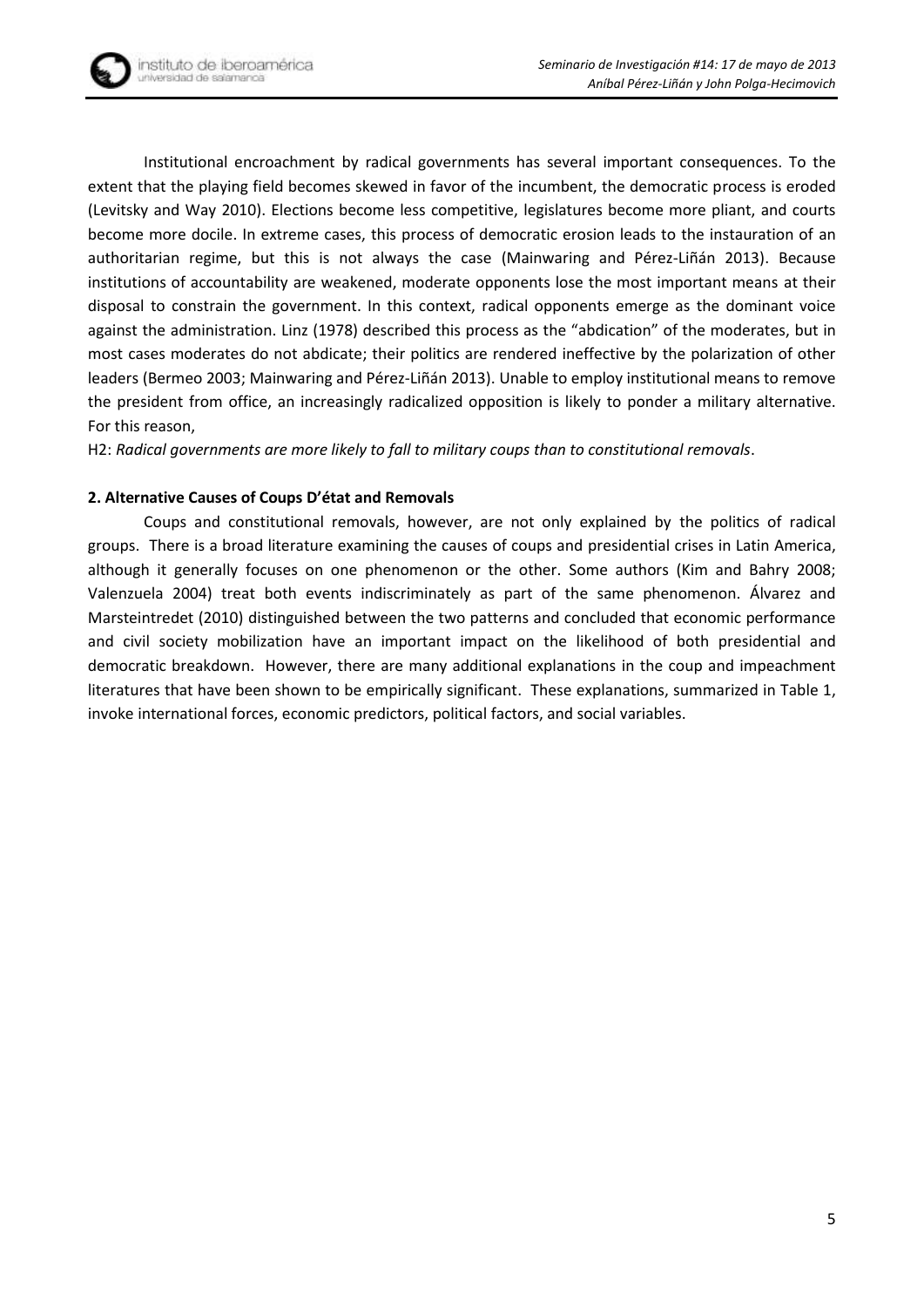Institutional encroachment by radical governments has several important consequences. To the extent that the playing field becomes skewed in favor of the incumbent, the democratic process is eroded (Levitsky and Way 2010). Elections become less competitive, legislatures become more pliant, and courts become more docile. In extreme cases, this process of democratic erosion leads to the instauration of an authoritarian regime, but this is not always the case (Mainwaring and Pérez-Liñán 2013). Because institutions of accountability are weakened, moderate opponents lose the most important means at their disposal to constrain the government. In this context, radical opponents emerge as the dominant voice against the administration. Linz (1978) described this process as the "abdication" of the moderates, but in most cases moderates do not abdicate; their politics are rendered ineffective by the polarization of other leaders (Bermeo 2003; Mainwaring and Pérez-Liñán 2013). Unable to employ institutional means to remove the president from office, an increasingly radicalized opposition is likely to ponder a military alternative. For this reason,

H2: *Radical governments are more likely to fall to military coups than to constitutional removals*.

## 2. Alternative Causes of Coups D'état and Removals

Coups and constitutional removals, however, are not only explained by the politics of radical groups. There is a broad literature examining the causes of coups and presidential crises in Latin America, although it generally focuses on one phenomenon or the other. Some authors (Kim and Bahry 2008; Valenzuela 2004) treat both events indiscriminately as part of the same phenomenon. Álvarez and Marsteintredet (2010) distinguished between the two patterns and concluded that economic performance and civil society mobilization have an important impact on the likelihood of both presidential and democratic breakdown. However, there are many additional explanations in the coup and impeachment literatures that have been shown to be empirically significant. These explanations, summarized in Table 1, invoke international forces, economic predictors, political factors, and social variables.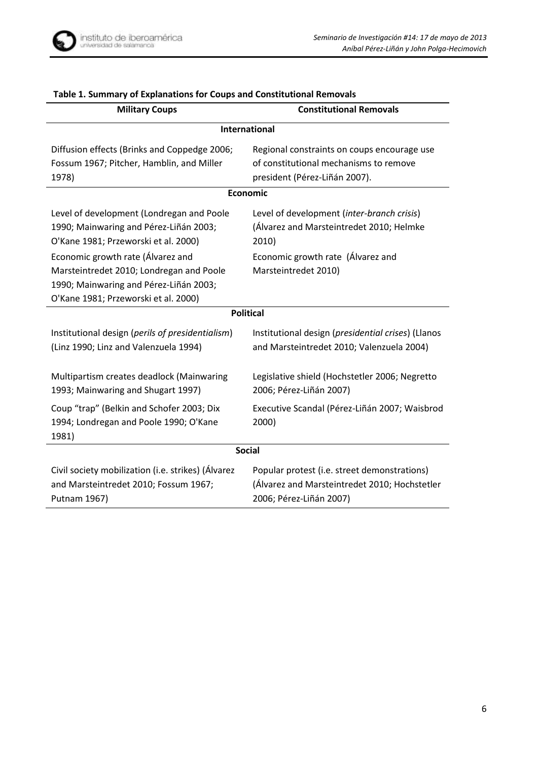**Table 1. Summary of Explanations for Coups and Constitutional Removals**

| Military Coups | Constitutional Removals |
|---|---|
| **International** | |
| Diffusion effects (Brinks and Coppedge 2006; Fossum 1967; Pitcher, Hamblin, and Miller 1978) | Regional constraints on coups encourage use of constitutional mechanisms to remove president (Pérez-Liñán 2007). |
| **Economic** | |
| Level of development (Londregan and Poole 1990; Mainwaring and Pérez-Liñán 2003; O'Kane 1981; Przeworski et al. 2000) | Level of development (*inter-branch crisis*) (Álvarez and Marsteintredet 2010; Helmke 2010) |
| Economic growth rate (Álvarez and Marsteintredet 2010; Londregan and Poole 1990; Mainwaring and Pérez-Liñán 2003; O'Kane 1981; Przeworski et al. 2000) | Economic growth rate (Álvarez and Marsteintredet 2010) |
| **Political** | |
| Institutional design (*perils of presidentialism*) (Linz 1990; Linz and Valenzuela 1994) | Institutional design (*presidential crises*) (Llanos and Marsteintredet 2010; Valenzuela 2004) |
| Multipartism creates deadlock (Mainwaring 1993; Mainwaring and Shugart 1997) | Legislative shield (Hochstetler 2006; Negretto 2006; Pérez-Liñán 2007) |
| Coup "trap" (Belkin and Schofer 2003; Dix 1994; Londregan and Poole 1990; O'Kane 1981) | Executive Scandal (Pérez-Liñán 2007; Waisbrod 2000) |
| **Social** | |
| Civil society mobilization (i.e. strikes) (Álvarez and Marsteintredet 2010; Fossum 1967; Putnam 1967) | Popular protest (i.e. street demonstrations) (Álvarez and Marsteintredet 2010; Hochstetler 2006; Pérez-Liñán 2007) |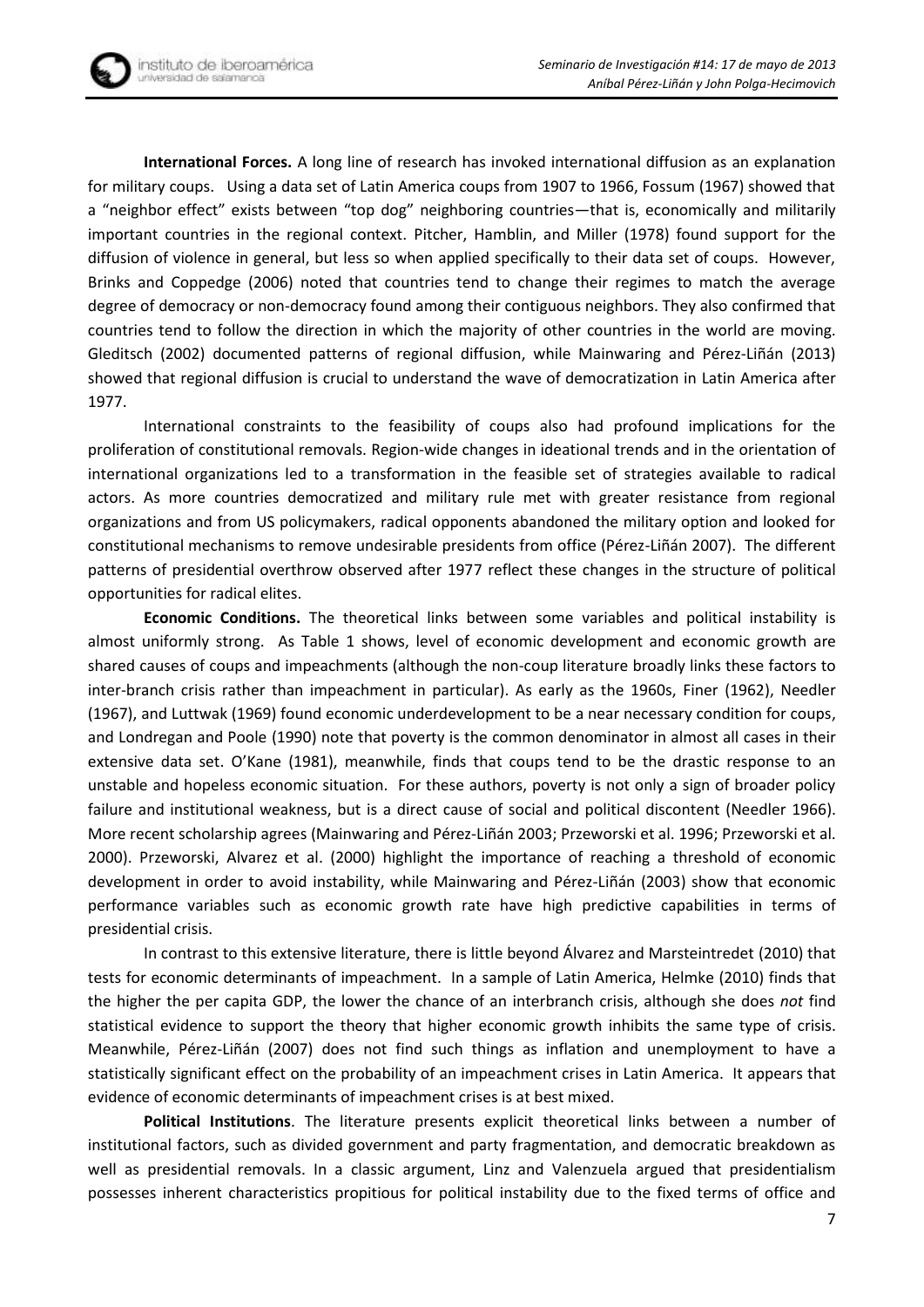**International Forces.** A long line of research has invoked international diffusion as an explanation for military coups. Using a data set of Latin America coups from 1907 to 1966, Fossum (1967) showed that a "neighbor effect" exists between "top dog" neighboring countries—that is, economically and militarily important countries in the regional context. Pitcher, Hamblin, and Miller (1978) found support for the diffusion of violence in general, but less so when applied specifically to their data set of coups. However, Brinks and Coppedge (2006) noted that countries tend to change their regimes to match the average degree of democracy or non-democracy found among their contiguous neighbors. They also confirmed that countries tend to follow the direction in which the majority of other countries in the world are moving. Gleditsch (2002) documented patterns of regional diffusion, while Mainwaring and Pérez-Liñán (2013) showed that regional diffusion is crucial to understand the wave of democratization in Latin America after 1977.

International constraints to the feasibility of coups also had profound implications for the proliferation of constitutional removals. Region-wide changes in ideational trends and in the orientation of international organizations led to a transformation in the feasible set of strategies available to radical actors. As more countries democratized and military rule met with greater resistance from regional organizations and from US policymakers, radical opponents abandoned the military option and looked for constitutional mechanisms to remove undesirable presidents from office (Pérez-Liñán 2007). The different patterns of presidential overthrow observed after 1977 reflect these changes in the structure of political opportunities for radical elites.

**Economic Conditions.** The theoretical links between some variables and political instability is almost uniformly strong. As Table 1 shows, level of economic development and economic growth are shared causes of coups and impeachments (although the non-coup literature broadly links these factors to inter-branch crisis rather than impeachment in particular). As early as the 1960s, Finer (1962), Needler (1967), and Luttwak (1969) found economic underdevelopment to be a near necessary condition for coups, and Londregan and Poole (1990) note that poverty is the common denominator in almost all cases in their extensive data set. O'Kane (1981), meanwhile, finds that coups tend to be the drastic response to an unstable and hopeless economic situation. For these authors, poverty is not only a sign of broader policy failure and institutional weakness, but is a direct cause of social and political discontent (Needler 1966). More recent scholarship agrees (Mainwaring and Pérez-Liñán 2003; Przeworski et al. 1996; Przeworski et al. 2000). Przeworski, Alvarez et al. (2000) highlight the importance of reaching a threshold of economic development in order to avoid instability, while Mainwaring and Pérez-Liñán (2003) show that economic performance variables such as economic growth rate have high predictive capabilities in terms of presidential crisis.

In contrast to this extensive literature, there is little beyond Álvarez and Marsteintredet (2010) that tests for economic determinants of impeachment. In a sample of Latin America, Helmke (2010) finds that the higher the per capita GDP, the lower the chance of an interbranch crisis, although she does *not* find statistical evidence to support the theory that higher economic growth inhibits the same type of crisis. Meanwhile, Pérez-Liñán (2007) does not find such things as inflation and unemployment to have a statistically significant effect on the probability of an impeachment crises in Latin America. It appears that evidence of economic determinants of impeachment crises is at best mixed.

**Political Institutions**. The literature presents explicit theoretical links between a number of institutional factors, such as divided government and party fragmentation, and democratic breakdown as well as presidential removals. In a classic argument, Linz and Valenzuela argued that presidentialism possesses inherent characteristics propitious for political instability due to the fixed terms of office and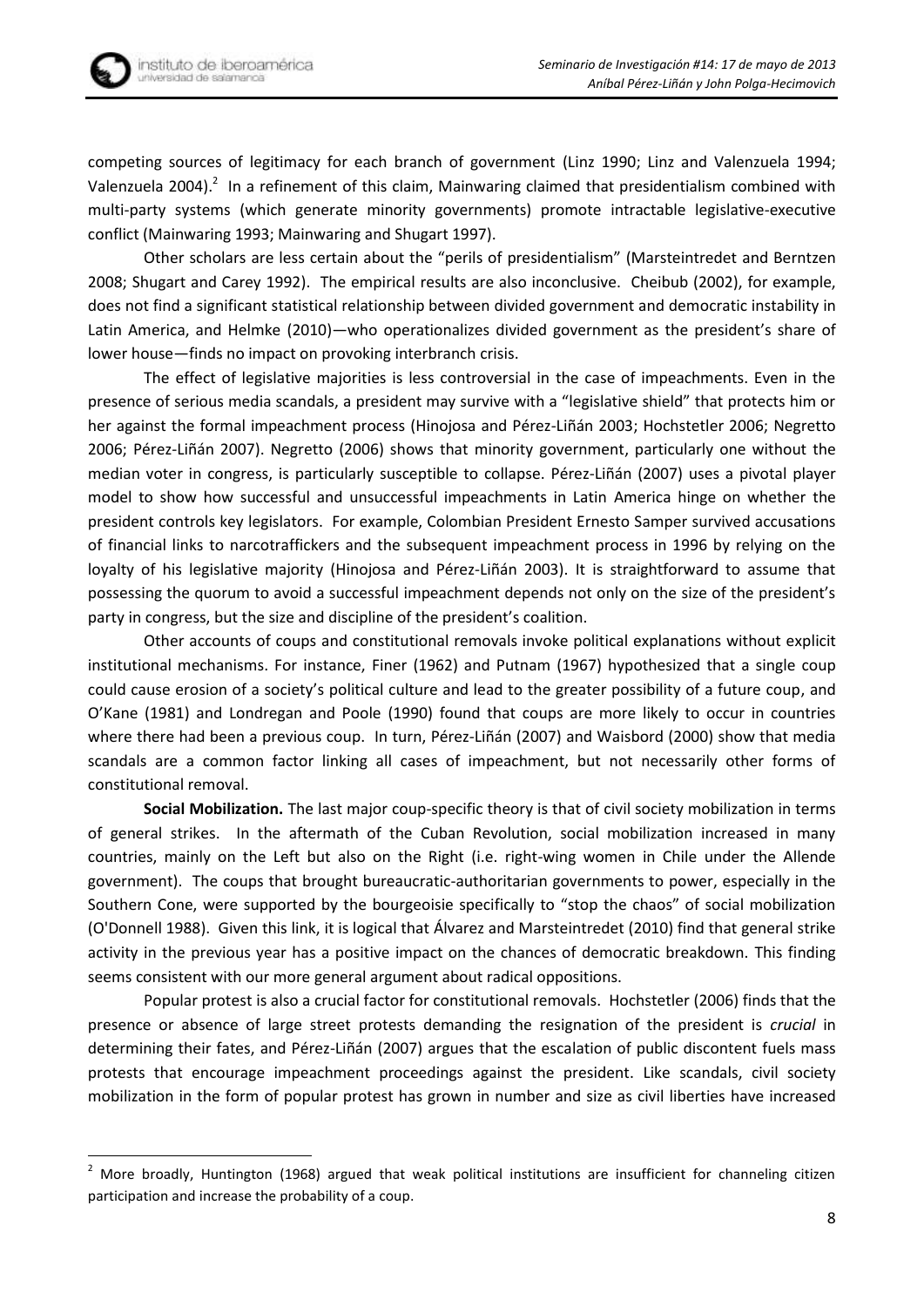competing sources of legitimacy for each branch of government (Linz 1990; Linz and Valenzuela 1994; Valenzuela 2004).[2] In a refinement of this claim, Mainwaring claimed that presidentialism combined with multi-party systems (which generate minority governments) promote intractable legislative-executive conflict (Mainwaring 1993; Mainwaring and Shugart 1997).

Other scholars are less certain about the "perils of presidentialism" (Marsteintredet and Berntzen 2008; Shugart and Carey 1992). The empirical results are also inconclusive. Cheibub (2002), for example, does not find a significant statistical relationship between divided government and democratic instability in Latin America, and Helmke (2010)—who operationalizes divided government as the president's share of lower house—finds no impact on provoking interbranch crisis.

The effect of legislative majorities is less controversial in the case of impeachments. Even in the presence of serious media scandals, a president may survive with a "legislative shield" that protects him or her against the formal impeachment process (Hinojosa and Pérez-Liñán 2003; Hochstetler 2006; Negretto 2006; Pérez-Liñán 2007). Negretto (2006) shows that minority government, particularly one without the median voter in congress, is particularly susceptible to collapse. Pérez-Liñán (2007) uses a pivotal player model to show how successful and unsuccessful impeachments in Latin America hinge on whether the president controls key legislators. For example, Colombian President Ernesto Samper survived accusations of financial links to narcotraffickers and the subsequent impeachment process in 1996 by relying on the loyalty of his legislative majority (Hinojosa and Pérez-Liñán 2003). It is straightforward to assume that possessing the quorum to avoid a successful impeachment depends not only on the size of the president's party in congress, but the size and discipline of the president's coalition.

Other accounts of coups and constitutional removals invoke political explanations without explicit institutional mechanisms. For instance, Finer (1962) and Putnam (1967) hypothesized that a single coup could cause erosion of a society's political culture and lead to the greater possibility of a future coup, and O'Kane (1981) and Londregan and Poole (1990) found that coups are more likely to occur in countries where there had been a previous coup. In turn, Pérez-Liñán (2007) and Waisbord (2000) show that media scandals are a common factor linking all cases of impeachment, but not necessarily other forms of constitutional removal.

**Social Mobilization.** The last major coup-specific theory is that of civil society mobilization in terms of general strikes. In the aftermath of the Cuban Revolution, social mobilization increased in many countries, mainly on the Left but also on the Right (i.e. right-wing women in Chile under the Allende government). The coups that brought bureaucratic-authoritarian governments to power, especially in the Southern Cone, were supported by the bourgeoisie specifically to "stop the chaos" of social mobilization (O'Donnell 1988). Given this link, it is logical that Álvarez and Marsteintredet (2010) find that general strike activity in the previous year has a positive impact on the chances of democratic breakdown. This finding seems consistent with our more general argument about radical oppositions.

Popular protest is also a crucial factor for constitutional removals. Hochstetler (2006) finds that the presence or absence of large street protests demanding the resignation of the president is *crucial* in determining their fates, and Pérez-Liñán (2007) argues that the escalation of public discontent fuels mass protests that encourage impeachment proceedings against the president. Like scandals, civil society mobilization in the form of popular protest has grown in number and size as civil liberties have increased

[2] More broadly, Huntington (1968) argued that weak political institutions are insufficient for channeling citizen participation and increase the probability of a coup.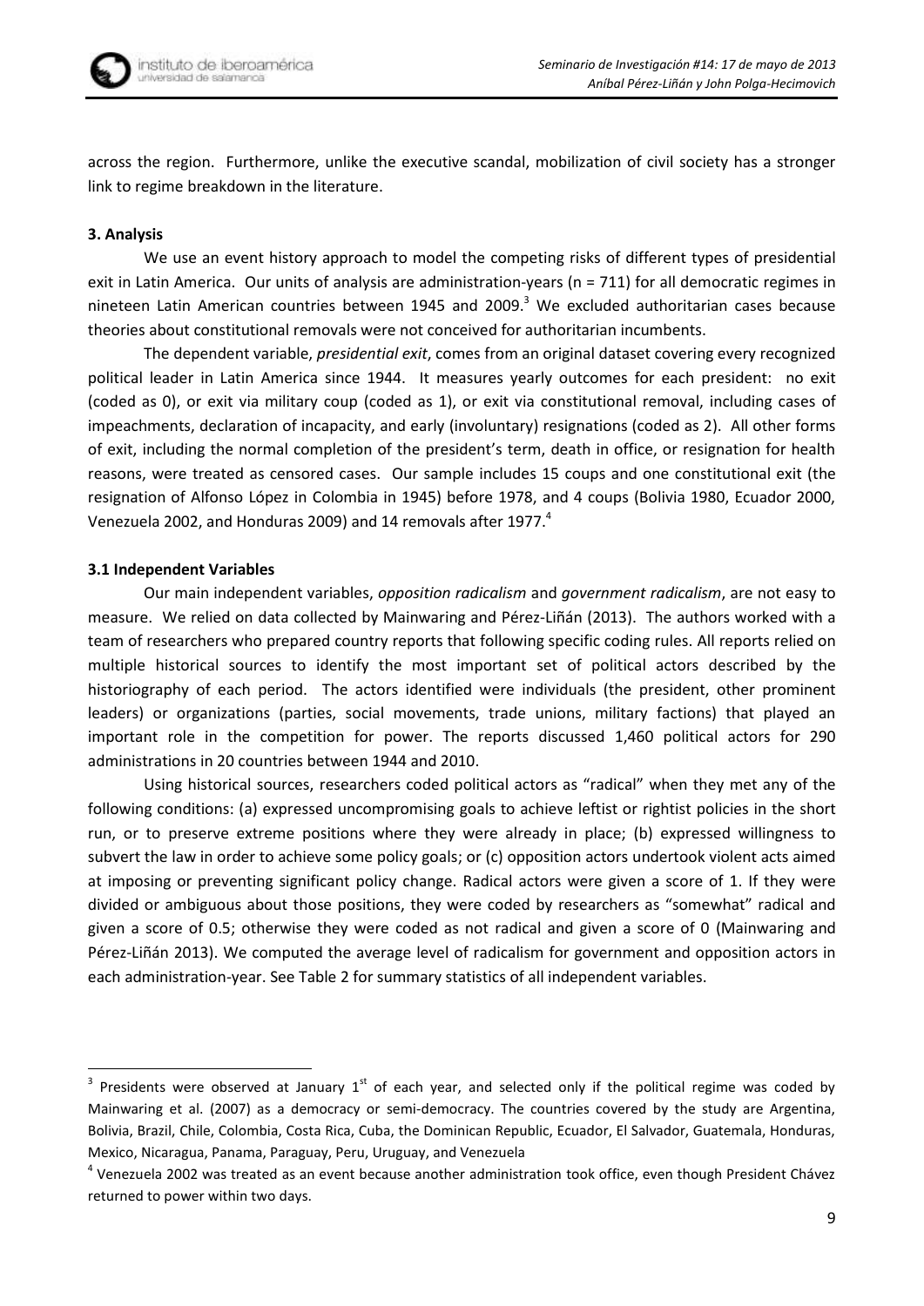across the region. Furthermore, unlike the executive scandal, mobilization of civil society has a stronger link to regime breakdown in the literature.

### 3. Analysis

We use an event history approach to model the competing risks of different types of presidential exit in Latin America. Our units of analysis are administration-years (n = 711) for all democratic regimes in nineteen Latin American countries between 1945 and 2009.[3] We excluded authoritarian cases because theories about constitutional removals were not conceived for authoritarian incumbents.

The dependent variable, *presidential exit*, comes from an original dataset covering every recognized political leader in Latin America since 1944. It measures yearly outcomes for each president: no exit (coded as 0), or exit via military coup (coded as 1), or exit via constitutional removal, including cases of impeachments, declaration of incapacity, and early (involuntary) resignations (coded as 2). All other forms of exit, including the normal completion of the president's term, death in office, or resignation for health reasons, were treated as censored cases. Our sample includes 15 coups and one constitutional exit (the resignation of Alfonso López in Colombia in 1945) before 1978, and 4 coups (Bolivia 1980, Ecuador 2000, Venezuela 2002, and Honduras 2009) and 14 removals after 1977.[4]

#### 3.1 Independent Variables

Our main independent variables, *opposition radicalism* and *government radicalism*, are not easy to measure. We relied on data collected by Mainwaring and Pérez-Liñán (2013). The authors worked with a team of researchers who prepared country reports that following specific coding rules. All reports relied on multiple historical sources to identify the most important set of political actors described by the historiography of each period. The actors identified were individuals (the president, other prominent leaders) or organizations (parties, social movements, trade unions, military factions) that played an important role in the competition for power. The reports discussed 1,460 political actors for 290 administrations in 20 countries between 1944 and 2010.

Using historical sources, researchers coded political actors as "radical" when they met any of the following conditions: (a) expressed uncompromising goals to achieve leftist or rightist policies in the short run, or to preserve extreme positions where they were already in place; (b) expressed willingness to subvert the law in order to achieve some policy goals; or (c) opposition actors undertook violent acts aimed at imposing or preventing significant policy change. Radical actors were given a score of 1. If they were divided or ambiguous about those positions, they were coded by researchers as "somewhat" radical and given a score of 0.5; otherwise they were coded as not radical and given a score of 0 (Mainwaring and Pérez-Liñán 2013). We computed the average level of radicalism for government and opposition actors in each administration-year. See Table 2 for summary statistics of all independent variables.

---

[3] Presidents were observed at January 1st of each year, and selected only if the political regime was coded by Mainwaring et al. (2007) as a democracy or semi-democracy. The countries covered by the study are Argentina, Bolivia, Brazil, Chile, Colombia, Costa Rica, Cuba, the Dominican Republic, Ecuador, El Salvador, Guatemala, Honduras, Mexico, Nicaragua, Panama, Paraguay, Peru, Uruguay, and Venezuela

[4] Venezuela 2002 was treated as an event because another administration took office, even though President Chávez returned to power within two days.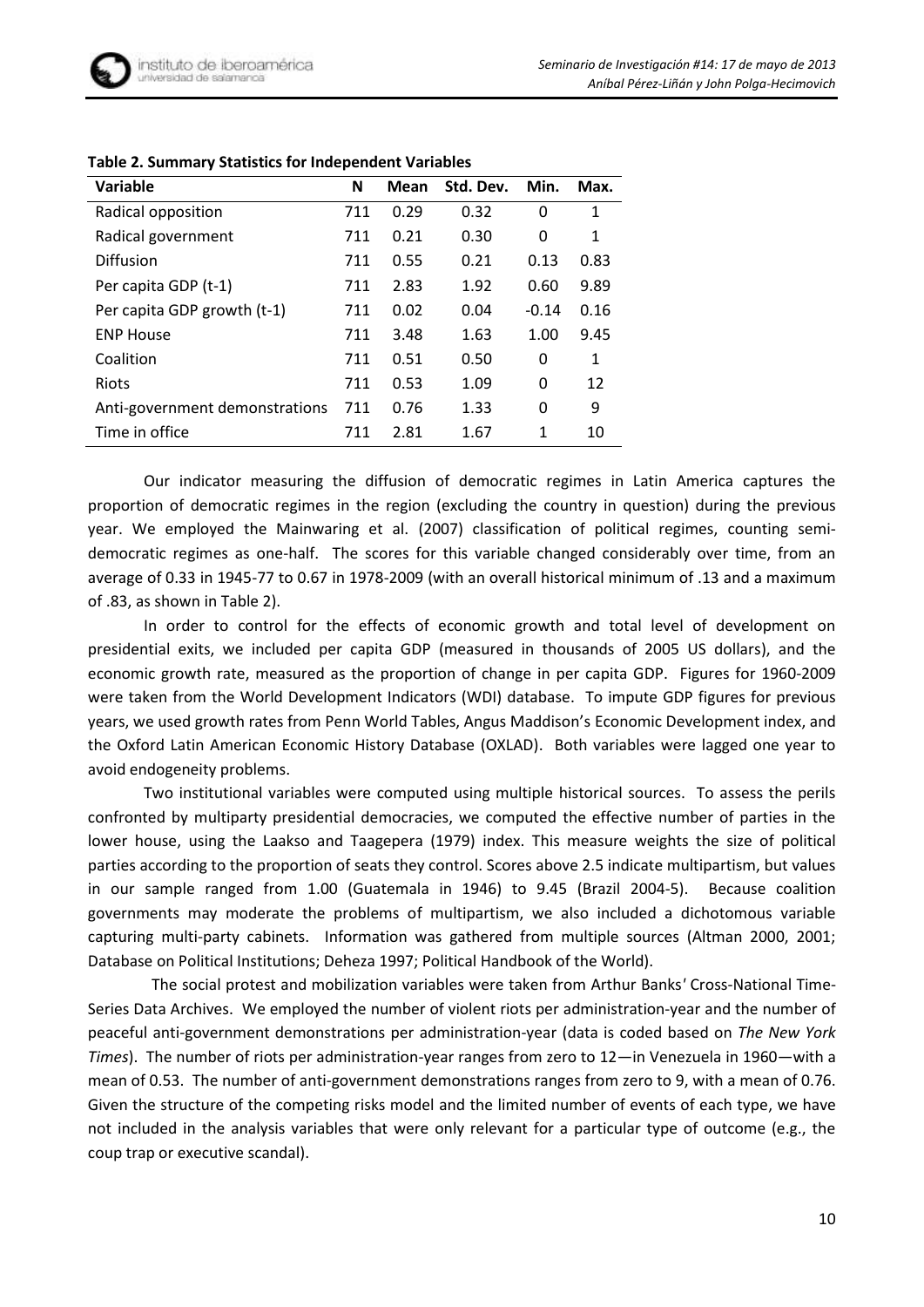**Table 2. Summary Statistics for Independent Variables**

| Variable | N | Mean | Std. Dev. | Min. | Max. |
|---|---|---|---|---|---|
| Radical opposition | 711 | 0.29 | 0.32 | 0 | 1 |
| Radical government | 711 | 0.21 | 0.30 | 0 | 1 |
| Diffusion | 711 | 0.55 | 0.21 | 0.13 | 0.83 |
| Per capita GDP (t-1) | 711 | 2.83 | 1.92 | 0.60 | 9.89 |
| Per capita GDP growth (t-1) | 711 | 0.02 | 0.04 | -0.14 | 0.16 |
| ENP House | 711 | 3.48 | 1.63 | 1.00 | 9.45 |
| Coalition | 711 | 0.51 | 0.50 | 0 | 1 |
| Riots | 711 | 0.53 | 1.09 | 0 | 12 |
| Anti-government demonstrations | 711 | 0.76 | 1.33 | 0 | 9 |
| Time in office | 711 | 2.81 | 1.67 | 1 | 10 |

Our indicator measuring the diffusion of democratic regimes in Latin America captures the proportion of democratic regimes in the region (excluding the country in question) during the previous year. We employed the Mainwaring et al. (2007) classification of political regimes, counting semi-democratic regimes as one-half. The scores for this variable changed considerably over time, from an average of 0.33 in 1945-77 to 0.67 in 1978-2009 (with an overall historical minimum of .13 and a maximum of .83, as shown in Table 2).

In order to control for the effects of economic growth and total level of development on presidential exits, we included per capita GDP (measured in thousands of 2005 US dollars), and the economic growth rate, measured as the proportion of change in per capita GDP. Figures for 1960-2009 were taken from the World Development Indicators (WDI) database. To impute GDP figures for previous years, we used growth rates from Penn World Tables, Angus Maddison's Economic Development index, and the Oxford Latin American Economic History Database (OXLAD). Both variables were lagged one year to avoid endogeneity problems.

Two institutional variables were computed using multiple historical sources. To assess the perils confronted by multiparty presidential democracies, we computed the effective number of parties in the lower house, using the Laakso and Taagepera (1979) index. This measure weights the size of political parties according to the proportion of seats they control. Scores above 2.5 indicate multipartism, but values in our sample ranged from 1.00 (Guatemala in 1946) to 9.45 (Brazil 2004-5). Because coalition governments may moderate the problems of multipartism, we also included a dichotomous variable capturing multi-party cabinets. Information was gathered from multiple sources (Altman 2000, 2001; Database on Political Institutions; Deheza 1997; Political Handbook of the World).

The social protest and mobilization variables were taken from Arthur Banks' Cross-National Time-Series Data Archives. We employed the number of violent riots per administration-year and the number of peaceful anti-government demonstrations per administration-year (data is coded based on *The New York Times*). The number of riots per administration-year ranges from zero to 12—in Venezuela in 1960—with a mean of 0.53. The number of anti-government demonstrations ranges from zero to 9, with a mean of 0.76. Given the structure of the competing risks model and the limited number of events of each type, we have not included in the analysis variables that were only relevant for a particular type of outcome (e.g., the coup trap or executive scandal).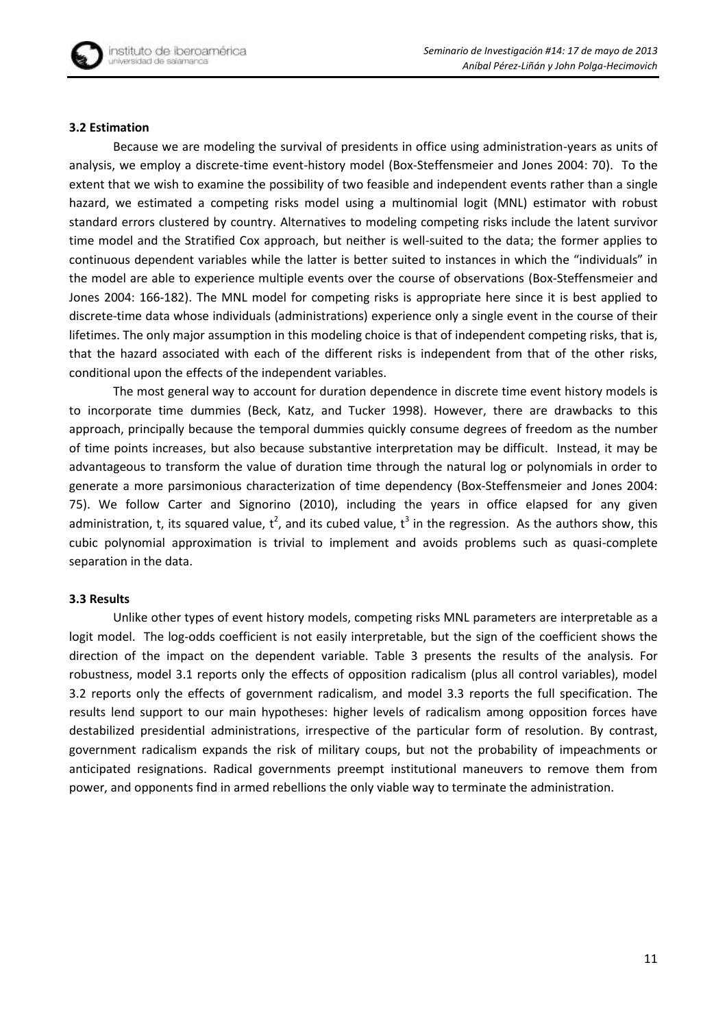### 3.2 Estimation

Because we are modeling the survival of presidents in office using administration-years as units of analysis, we employ a discrete-time event-history model (Box-Steffensmeier and Jones 2004: 70). To the extent that we wish to examine the possibility of two feasible and independent events rather than a single hazard, we estimated a competing risks model using a multinomial logit (MNL) estimator with robust standard errors clustered by country. Alternatives to modeling competing risks include the latent survivor time model and the Stratified Cox approach, but neither is well-suited to the data; the former applies to continuous dependent variables while the latter is better suited to instances in which the "individuals" in the model are able to experience multiple events over the course of observations (Box-Steffensmeier and Jones 2004: 166-182). The MNL model for competing risks is appropriate here since it is best applied to discrete-time data whose individuals (administrations) experience only a single event in the course of their lifetimes. The only major assumption in this modeling choice is that of independent competing risks, that is, that the hazard associated with each of the different risks is independent from that of the other risks, conditional upon the effects of the independent variables.

The most general way to account for duration dependence in discrete time event history models is to incorporate time dummies (Beck, Katz, and Tucker 1998). However, there are drawbacks to this approach, principally because the temporal dummies quickly consume degrees of freedom as the number of time points increases, but also because substantive interpretation may be difficult. Instead, it may be advantageous to transform the value of duration time through the natural log or polynomials in order to generate a more parsimonious characterization of time dependency (Box-Steffensmeier and Jones 2004: 75). We follow Carter and Signorino (2010), including the years in office elapsed for any given administration, $t$, its squared value, $t^2$, and its cubed value, $t^3$ in the regression. As the authors show, this cubic polynomial approximation is trivial to implement and avoids problems such as quasi-complete separation in the data.

### 3.3 Results

Unlike other types of event history models, competing risks MNL parameters are interpretable as a logit model. The log-odds coefficient is not easily interpretable, but the sign of the coefficient shows the direction of the impact on the dependent variable. Table 3 presents the results of the analysis. For robustness, model 3.1 reports only the effects of opposition radicalism (plus all control variables), model 3.2 reports only the effects of government radicalism, and model 3.3 reports the full specification. The results lend support to our main hypotheses: higher levels of radicalism among opposition forces have destabilized presidential administrations, irrespective of the particular form of resolution. By contrast, government radicalism expands the risk of military coups, but not the probability of impeachments or anticipated resignations. Radical governments preempt institutional maneuvers to remove them from power, and opponents find in armed rebellions the only viable way to terminate the administration.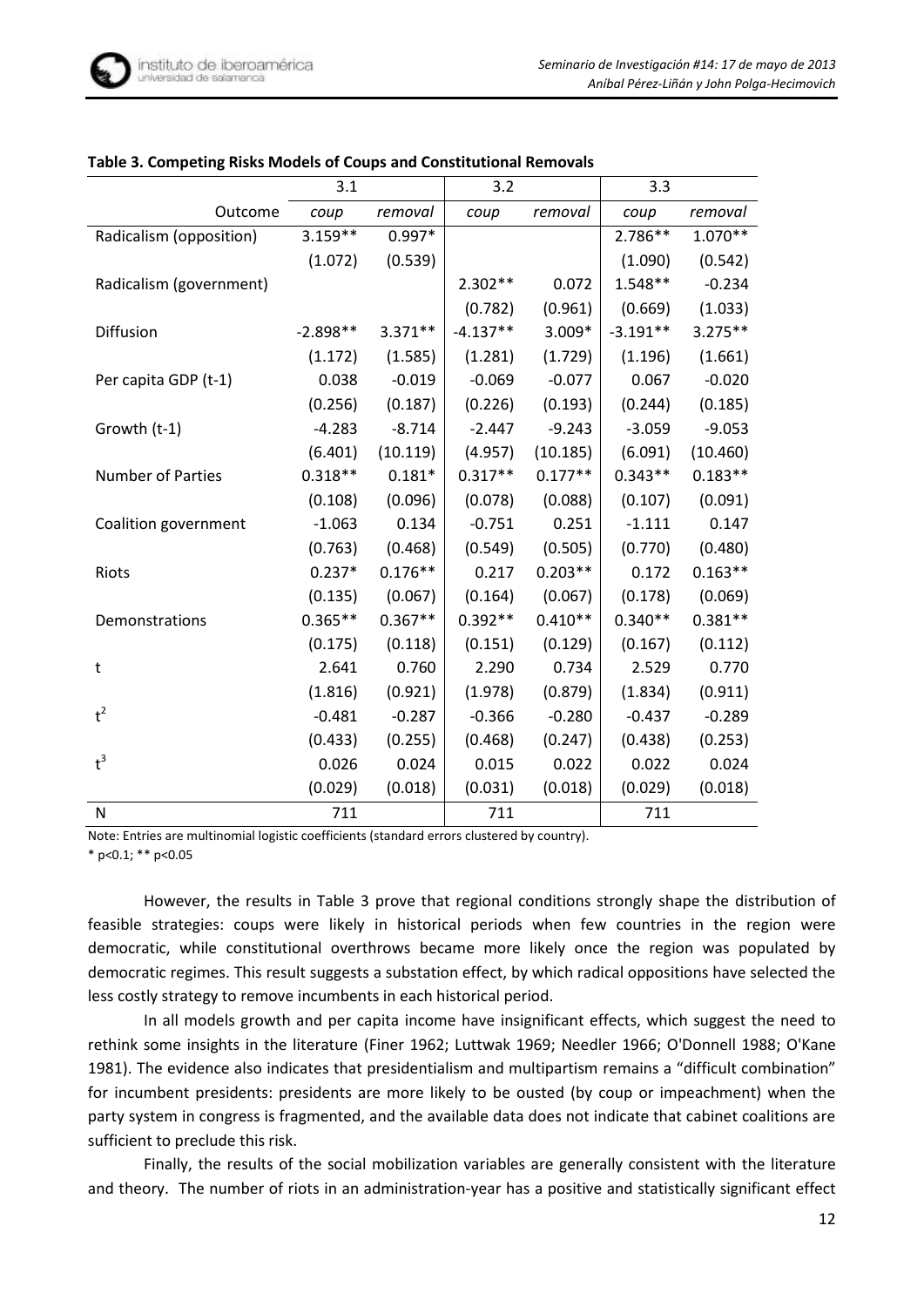**Table 3. Competing Risks Models of Coups and Constitutional Removals**

| | 3.1 | | 3.2 | | 3.3 | |
|---|---|---|---|---|---|---|
| Outcome | *coup* | *removal* | *coup* | *removal* | *coup* | *removal* |
| Radicalism (opposition) | 3.159** | 0.997* | | | 2.786** | 1.070** |
| | (1.072) | (0.539) | | | (1.090) | (0.542) |
| Radicalism (government) | | | 2.302** | 0.072 | 1.548** | -0.234 |
| | | | (0.782) | (0.961) | (0.669) | (1.033) |
| Diffusion | -2.898** | 3.371** | -4.137** | 3.009* | -3.191** | 3.275** |
| | (1.172) | (1.585) | (1.281) | (1.729) | (1.196) | (1.661) |
| Per capita GDP (t-1) | 0.038 | -0.019 | -0.069 | -0.077 | 0.067 | -0.020 |
| | (0.256) | (0.187) | (0.226) | (0.193) | (0.244) | (0.185) |
| Growth (t-1) | -4.283 | -8.714 | -2.447 | -9.243 | -3.059 | -9.053 |
| | (6.401) | (10.119) | (4.957) | (10.185) | (6.091) | (10.460) |
| Number of Parties | 0.318** | 0.181* | 0.317** | 0.177** | 0.343** | 0.183** |
| | (0.108) | (0.096) | (0.078) | (0.088) | (0.107) | (0.091) |
| Coalition government | -1.063 | 0.134 | -0.751 | 0.251 | -1.111 | 0.147 |
| | (0.763) | (0.468) | (0.549) | (0.505) | (0.770) | (0.480) |
| Riots | 0.237* | 0.176** | 0.217 | 0.203** | 0.172 | 0.163** |
| | (0.135) | (0.067) | (0.164) | (0.067) | (0.178) | (0.069) |
| Demonstrations | 0.365** | 0.367** | 0.392** | 0.410** | 0.340** | 0.381** |
| | (0.175) | (0.118) | (0.151) | (0.129) | (0.167) | (0.112) |
| t | 2.641 | 0.760 | 2.290 | 0.734 | 2.529 | 0.770 |
| | (1.816) | (0.921) | (1.978) | (0.879) | (1.834) | (0.911) |
| $t^2$ | -0.481 | -0.287 | -0.366 | -0.280 | -0.437 | -0.289 |
| | (0.433) | (0.255) | (0.468) | (0.247) | (0.438) | (0.253) |
| $t^3$ | 0.026 | 0.024 | 0.015 | 0.022 | 0.022 | 0.024 |
| | (0.029) | (0.018) | (0.031) | (0.018) | (0.029) | (0.018) |
| N | 711 | | 711 | | 711 | |

Note: Entries are multinomial logistic coefficients (standard errors clustered by country).
* p<0.1; ** p<0.05

However, the results in Table 3 prove that regional conditions strongly shape the distribution of feasible strategies: coups were likely in historical periods when few countries in the region were democratic, while constitutional overthrows became more likely once the region was populated by democratic regimes. This result suggests a substation effect, by which radical oppositions have selected the less costly strategy to remove incumbents in each historical period.

In all models growth and per capita income have insignificant effects, which suggest the need to rethink some insights in the literature (Finer 1962; Luttwak 1969; Needler 1966; O'Donnell 1988; O'Kane 1981). The evidence also indicates that presidentialism and multipartism remains a "difficult combination" for incumbent presidents: presidents are more likely to be ousted (by coup or impeachment) when the party system in congress is fragmented, and the available data does not indicate that cabinet coalitions are sufficient to preclude this risk.

Finally, the results of the social mobilization variables are generally consistent with the literature and theory. The number of riots in an administration-year has a positive and statistically significant effect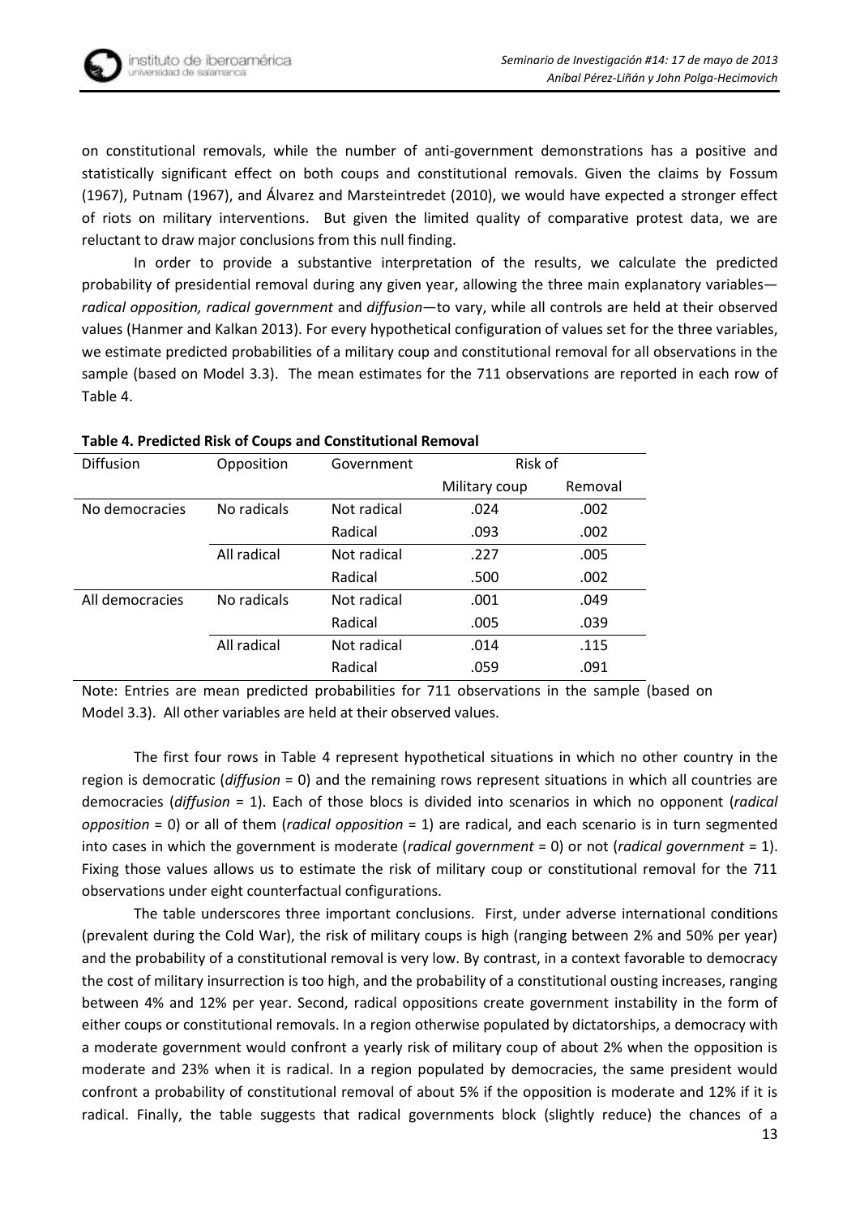on constitutional removals, while the number of anti-government demonstrations has a positive and statistically significant effect on both coups and constitutional removals. Given the claims by Fossum (1967), Putnam (1967), and Álvarez and Marsteintredet (2010), we would have expected a stronger effect of riots on military interventions. But given the limited quality of comparative protest data, we are reluctant to draw major conclusions from this null finding.

In order to provide a substantive interpretation of the results, we calculate the predicted probability of presidential removal during any given year, allowing the three main explanatory variables—*radical opposition, radical government* and *diffusion*—to vary, while all controls are held at their observed values (Hanmer and Kalkan 2013). For every hypothetical configuration of values set for the three variables, we estimate predicted probabilities of a military coup and constitutional removal for all observations in the sample (based on Model 3.3). The mean estimates for the 711 observations are reported in each row of Table 4.

**Table 4. Predicted Risk of Coups and Constitutional Removal**

| Diffusion | Opposition | Government | Risk of | |
|---|---|---|---|---|
| | | | Military coup | Removal |
| No democracies | No radicals | Not radical | .024 | .002 |
| | | Radical | .093 | .002 |
| | All radical | Not radical | .227 | .005 |
| | | Radical | .500 | .002 |
| All democracies | No radicals | Not radical | .001 | .049 |
| | | Radical | .005 | .039 |
| | All radical | Not radical | .014 | .115 |
| | | Radical | .059 | .091 |

Note: Entries are mean predicted probabilities for 711 observations in the sample (based on Model 3.3). All other variables are held at their observed values.

The first four rows in Table 4 represent hypothetical situations in which no other country in the region is democratic (*diffusion* = 0) and the remaining rows represent situations in which all countries are democracies (*diffusion* = 1). Each of those blocs is divided into scenarios in which no opponent (*radical opposition* = 0) or all of them (*radical opposition* = 1) are radical, and each scenario is in turn segmented into cases in which the government is moderate (*radical government* = 0) or not (*radical government* = 1). Fixing those values allows us to estimate the risk of military coup or constitutional removal for the 711 observations under eight counterfactual configurations.

The table underscores three important conclusions. First, under adverse international conditions (prevalent during the Cold War), the risk of military coups is high (ranging between 2% and 50% per year) and the probability of a constitutional removal is very low. By contrast, in a context favorable to democracy the cost of military insurrection is too high, and the probability of a constitutional ousting increases, ranging between 4% and 12% per year. Second, radical oppositions create government instability in the form of either coups or constitutional removals. In a region otherwise populated by dictatorships, a democracy with a moderate government would confront a yearly risk of military coup of about 2% when the opposition is moderate and 23% when it is radical. In a region populated by democracies, the same president would confront a probability of constitutional removal of about 5% if the opposition is moderate and 12% if it is radical. Finally, the table suggests that radical governments block (slightly reduce) the chances of a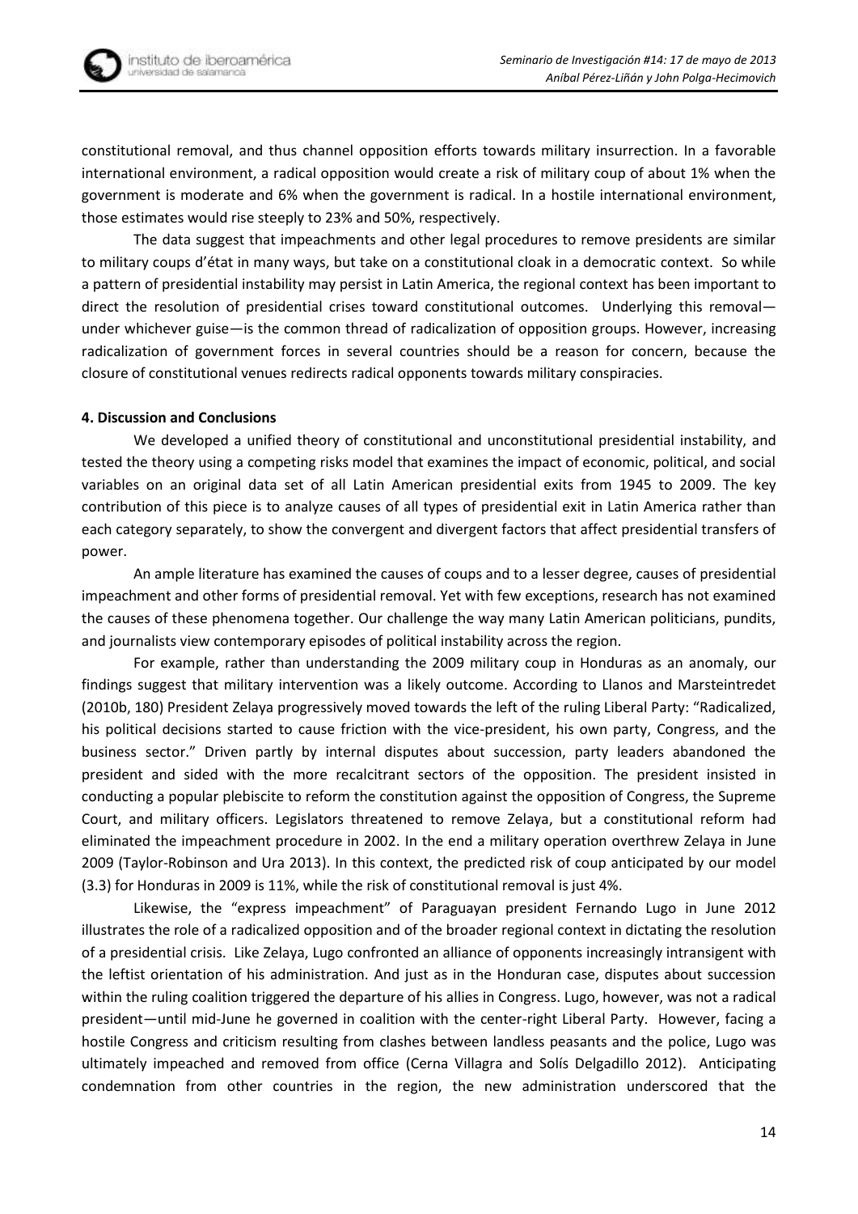constitutional removal, and thus channel opposition efforts towards military insurrection. In a favorable international environment, a radical opposition would create a risk of military coup of about 1% when the government is moderate and 6% when the government is radical. In a hostile international environment, those estimates would rise steeply to 23% and 50%, respectively.

The data suggest that impeachments and other legal procedures to remove presidents are similar to military coups d'état in many ways, but take on a constitutional cloak in a democratic context. So while a pattern of presidential instability may persist in Latin America, the regional context has been important to direct the resolution of presidential crises toward constitutional outcomes. Underlying this removal—under whichever guise—is the common thread of radicalization of opposition groups. However, increasing radicalization of government forces in several countries should be a reason for concern, because the closure of constitutional venues redirects radical opponents towards military conspiracies.

**4. Discussion and Conclusions**

We developed a unified theory of constitutional and unconstitutional presidential instability, and tested the theory using a competing risks model that examines the impact of economic, political, and social variables on an original data set of all Latin American presidential exits from 1945 to 2009. The key contribution of this piece is to analyze causes of all types of presidential exit in Latin America rather than each category separately, to show the convergent and divergent factors that affect presidential transfers of power.

An ample literature has examined the causes of coups and to a lesser degree, causes of presidential impeachment and other forms of presidential removal. Yet with few exceptions, research has not examined the causes of these phenomena together. Our challenge the way many Latin American politicians, pundits, and journalists view contemporary episodes of political instability across the region.

For example, rather than understanding the 2009 military coup in Honduras as an anomaly, our findings suggest that military intervention was a likely outcome. According to Llanos and Marsteintredet (2010b, 180) President Zelaya progressively moved towards the left of the ruling Liberal Party: "Radicalized, his political decisions started to cause friction with the vice-president, his own party, Congress, and the business sector." Driven partly by internal disputes about succession, party leaders abandoned the president and sided with the more recalcitrant sectors of the opposition. The president insisted in conducting a popular plebiscite to reform the constitution against the opposition of Congress, the Supreme Court, and military officers. Legislators threatened to remove Zelaya, but a constitutional reform had eliminated the impeachment procedure in 2002. In the end a military operation overthrew Zelaya in June 2009 (Taylor-Robinson and Ura 2013). In this context, the predicted risk of coup anticipated by our model (3.3) for Honduras in 2009 is 11%, while the risk of constitutional removal is just 4%.

Likewise, the "express impeachment" of Paraguayan president Fernando Lugo in June 2012 illustrates the role of a radicalized opposition and of the broader regional context in dictating the resolution of a presidential crisis. Like Zelaya, Lugo confronted an alliance of opponents increasingly intransigent with the leftist orientation of his administration. And just as in the Honduran case, disputes about succession within the ruling coalition triggered the departure of his allies in Congress. Lugo, however, was not a radical president—until mid-June he governed in coalition with the center-right Liberal Party. However, facing a hostile Congress and criticism resulting from clashes between landless peasants and the police, Lugo was ultimately impeached and removed from office (Cerna Villagra and Solís Delgadillo 2012). Anticipating condemnation from other countries in the region, the new administration underscored that the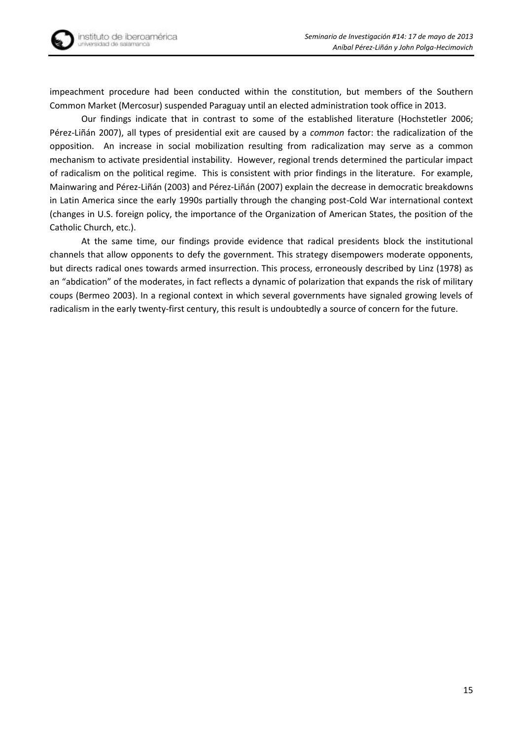impeachment procedure had been conducted within the constitution, but members of the Southern Common Market (Mercosur) suspended Paraguay until an elected administration took office in 2013.

Our findings indicate that in contrast to some of the established literature (Hochstetler 2006; Pérez-Liñán 2007), all types of presidential exit are caused by a *common* factor: the radicalization of the opposition. An increase in social mobilization resulting from radicalization may serve as a common mechanism to activate presidential instability. However, regional trends determined the particular impact of radicalism on the political regime. This is consistent with prior findings in the literature. For example, Mainwaring and Pérez-Liñán (2003) and Pérez-Liñán (2007) explain the decrease in democratic breakdowns in Latin America since the early 1990s partially through the changing post-Cold War international context (changes in U.S. foreign policy, the importance of the Organization of American States, the position of the Catholic Church, etc.).

At the same time, our findings provide evidence that radical presidents block the institutional channels that allow opponents to defy the government. This strategy disempowers moderate opponents, but directs radical ones towards armed insurrection. This process, erroneously described by Linz (1978) as an "abdication" of the moderates, in fact reflects a dynamic of polarization that expands the risk of military coups (Bermeo 2003). In a regional context in which several governments have signaled growing levels of radicalism in the early twenty-first century, this result is undoubtedly a source of concern for the future.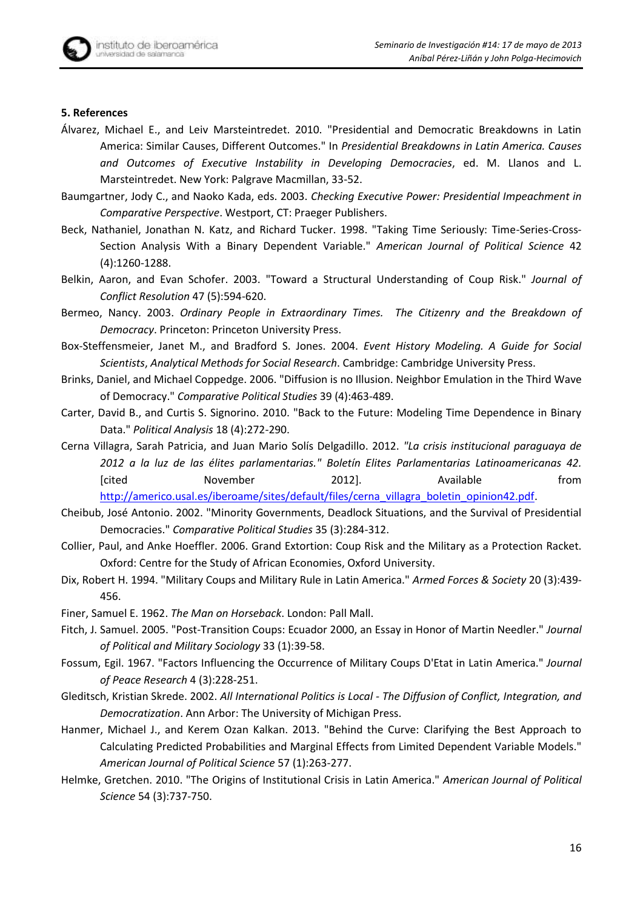**5. References**

Álvarez, Michael E., and Leiv Marsteintredet. 2010. "Presidential and Democratic Breakdowns in Latin America: Similar Causes, Different Outcomes." In *Presidential Breakdowns in Latin America. Causes and Outcomes of Executive Instability in Developing Democracies*, ed. M. Llanos and L. Marsteintredet. New York: Palgrave Macmillan, 33-52.

Baumgartner, Jody C., and Naoko Kada, eds. 2003. *Checking Executive Power: Presidential Impeachment in Comparative Perspective*. Westport, CT: Praeger Publishers.

Beck, Nathaniel, Jonathan N. Katz, and Richard Tucker. 1998. "Taking Time Seriously: Time-Series-Cross-Section Analysis With a Binary Dependent Variable." *American Journal of Political Science* 42 (4):1260-1288.

Belkin, Aaron, and Evan Schofer. 2003. "Toward a Structural Understanding of Coup Risk." *Journal of Conflict Resolution* 47 (5):594-620.

Bermeo, Nancy. 2003. *Ordinary People in Extraordinary Times. The Citizenry and the Breakdown of Democracy*. Princeton: Princeton University Press.

Box-Steffensmeier, Janet M., and Bradford S. Jones. 2004. *Event History Modeling. A Guide for Social Scientists*, *Analytical Methods for Social Research*. Cambridge: Cambridge University Press.

Brinks, Daniel, and Michael Coppedge. 2006. "Diffusion is no Illusion. Neighbor Emulation in the Third Wave of Democracy." *Comparative Political Studies* 39 (4):463-489.

Carter, David B., and Curtis S. Signorino. 2010. "Back to the Future: Modeling Time Dependence in Binary Data." *Political Analysis* 18 (4):272-290.

Cerna Villagra, Sarah Patricia, and Juan Mario Solís Delgadillo. 2012. *"La crisis institucional paraguaya de 2012 a la luz de las élites parlamentarias." Boletín Elites Parlamentarias Latinoamericanas 42.* [cited November 2012]. Available from http://americo.usal.es/iberoame/sites/default/files/cerna_villagra_boletin_opinion42.pdf.

Cheibub, José Antonio. 2002. "Minority Governments, Deadlock Situations, and the Survival of Presidential Democracies." *Comparative Political Studies* 35 (3):284-312.

Collier, Paul, and Anke Hoeffler. 2006. Grand Extortion: Coup Risk and the Military as a Protection Racket. Oxford: Centre for the Study of African Economies, Oxford University.

Dix, Robert H. 1994. "Military Coups and Military Rule in Latin America." *Armed Forces & Society* 20 (3):439-456.

Finer, Samuel E. 1962. *The Man on Horseback*. London: Pall Mall.

Fitch, J. Samuel. 2005. "Post-Transition Coups: Ecuador 2000, an Essay in Honor of Martin Needler." *Journal of Political and Military Sociology* 33 (1):39-58.

Fossum, Egil. 1967. "Factors Influencing the Occurrence of Military Coups D'Etat in Latin America." *Journal of Peace Research* 4 (3):228-251.

Gleditsch, Kristian Skrede. 2002. *All International Politics is Local - The Diffusion of Conflict, Integration, and Democratization*. Ann Arbor: The University of Michigan Press.

Hanmer, Michael J., and Kerem Ozan Kalkan. 2013. "Behind the Curve: Clarifying the Best Approach to Calculating Predicted Probabilities and Marginal Effects from Limited Dependent Variable Models." *American Journal of Political Science* 57 (1):263-277.

Helmke, Gretchen. 2010. "The Origins of Institutional Crisis in Latin America." *American Journal of Political Science* 54 (3):737-750.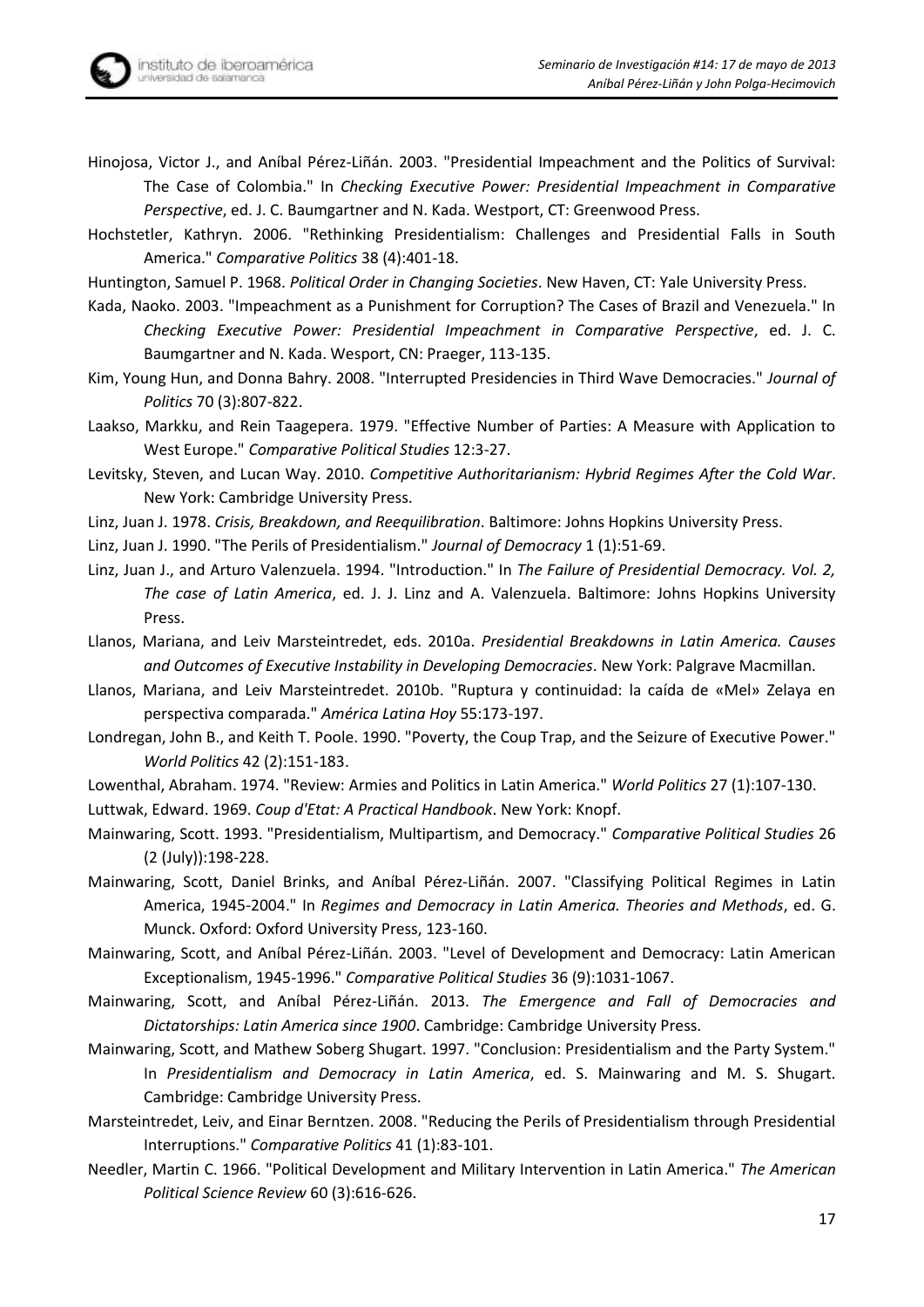Hinojosa, Victor J., and Aníbal Pérez-Liñán. 2003. "Presidential Impeachment and the Politics of Survival: The Case of Colombia." In *Checking Executive Power: Presidential Impeachment in Comparative Perspective*, ed. J. C. Baumgartner and N. Kada. Westport, CT: Greenwood Press.

Hochstetler, Kathryn. 2006. "Rethinking Presidentialism: Challenges and Presidential Falls in South America." *Comparative Politics* 38 (4):401-18.

Huntington, Samuel P. 1968. *Political Order in Changing Societies*. New Haven, CT: Yale University Press.

Kada, Naoko. 2003. "Impeachment as a Punishment for Corruption? The Cases of Brazil and Venezuela." In *Checking Executive Power: Presidential Impeachment in Comparative Perspective*, ed. J. C. Baumgartner and N. Kada. Wesport, CN: Praeger, 113-135.

Kim, Young Hun, and Donna Bahry. 2008. "Interrupted Presidencies in Third Wave Democracies." *Journal of Politics* 70 (3):807-822.

Laakso, Markku, and Rein Taagepera. 1979. "Effective Number of Parties: A Measure with Application to West Europe." *Comparative Political Studies* 12:3-27.

Levitsky, Steven, and Lucan Way. 2010. *Competitive Authoritarianism: Hybrid Regimes After the Cold War*. New York: Cambridge University Press.

Linz, Juan J. 1978. *Crisis, Breakdown, and Reequilibration*. Baltimore: Johns Hopkins University Press.

Linz, Juan J. 1990. "The Perils of Presidentialism." *Journal of Democracy* 1 (1):51-69.

Linz, Juan J., and Arturo Valenzuela. 1994. "Introduction." In *The Failure of Presidential Democracy. Vol. 2, The case of Latin America*, ed. J. J. Linz and A. Valenzuela. Baltimore: Johns Hopkins University Press.

Llanos, Mariana, and Leiv Marsteintredet, eds. 2010a. *Presidential Breakdowns in Latin America. Causes and Outcomes of Executive Instability in Developing Democracies*. New York: Palgrave Macmillan.

Llanos, Mariana, and Leiv Marsteintredet. 2010b. "Ruptura y continuidad: la caída de «Mel» Zelaya en perspectiva comparada." *América Latina Hoy* 55:173-197.

Londregan, John B., and Keith T. Poole. 1990. "Poverty, the Coup Trap, and the Seizure of Executive Power." *World Politics* 42 (2):151-183.

Lowenthal, Abraham. 1974. "Review: Armies and Politics in Latin America." *World Politics* 27 (1):107-130.

Luttwak, Edward. 1969. *Coup d'Etat: A Practical Handbook*. New York: Knopf.

Mainwaring, Scott. 1993. "Presidentialism, Multipartism, and Democracy." *Comparative Political Studies* 26 (2 (July)):198-228.

Mainwaring, Scott, Daniel Brinks, and Aníbal Pérez-Liñán. 2007. "Classifying Political Regimes in Latin America, 1945-2004." In *Regimes and Democracy in Latin America. Theories and Methods*, ed. G. Munck. Oxford: Oxford University Press, 123-160.

Mainwaring, Scott, and Aníbal Pérez-Liñán. 2003. "Level of Development and Democracy: Latin American Exceptionalism, 1945-1996." *Comparative Political Studies* 36 (9):1031-1067.

Mainwaring, Scott, and Aníbal Pérez-Liñán. 2013. *The Emergence and Fall of Democracies and Dictatorships: Latin America since 1900*. Cambridge: Cambridge University Press.

Mainwaring, Scott, and Mathew Soberg Shugart. 1997. "Conclusion: Presidentialism and the Party System." In *Presidentialism and Democracy in Latin America*, ed. S. Mainwaring and M. S. Shugart. Cambridge: Cambridge University Press.

Marsteintredet, Leiv, and Einar Berntzen. 2008. "Reducing the Perils of Presidentialism through Presidential Interruptions." *Comparative Politics* 41 (1):83-101.

Needler, Martin C. 1966. "Political Development and Military Intervention in Latin America." *The American Political Science Review* 60 (3):616-626.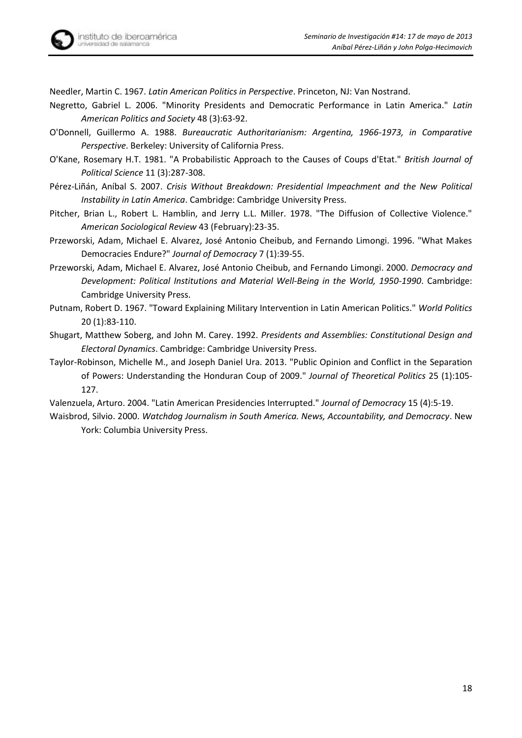Needler, Martin C. 1967. *Latin American Politics in Perspective*. Princeton, NJ: Van Nostrand.

Negretto, Gabriel L. 2006. "Minority Presidents and Democratic Performance in Latin America." *Latin American Politics and Society* 48 (3):63-92.

O'Donnell, Guillermo A. 1988. *Bureaucratic Authoritarianism: Argentina, 1966-1973, in Comparative Perspective*. Berkeley: University of California Press.

O'Kane, Rosemary H.T. 1981. "A Probabilistic Approach to the Causes of Coups d'Etat." *British Journal of Political Science* 11 (3):287-308.

Pérez-Liñán, Aníbal S. 2007. *Crisis Without Breakdown: Presidential Impeachment and the New Political Instability in Latin America*. Cambridge: Cambridge University Press.

Pitcher, Brian L., Robert L. Hamblin, and Jerry L.L. Miller. 1978. "The Diffusion of Collective Violence." *American Sociological Review* 43 (February):23-35.

Przeworski, Adam, Michael E. Alvarez, José Antonio Cheibub, and Fernando Limongi. 1996. "What Makes Democracies Endure?" *Journal of Democracy* 7 (1):39-55.

Przeworski, Adam, Michael E. Alvarez, José Antonio Cheibub, and Fernando Limongi. 2000. *Democracy and Development: Political Institutions and Material Well-Being in the World, 1950-1990*. Cambridge: Cambridge University Press.

Putnam, Robert D. 1967. "Toward Explaining Military Intervention in Latin American Politics." *World Politics* 20 (1):83-110.

Shugart, Matthew Soberg, and John M. Carey. 1992. *Presidents and Assemblies: Constitutional Design and Electoral Dynamics*. Cambridge: Cambridge University Press.

Taylor-Robinson, Michelle M., and Joseph Daniel Ura. 2013. "Public Opinion and Conflict in the Separation of Powers: Understanding the Honduran Coup of 2009." *Journal of Theoretical Politics* 25 (1):105-127.

Valenzuela, Arturo. 2004. "Latin American Presidencies Interrupted." *Journal of Democracy* 15 (4):5-19.

Waisbrod, Silvio. 2000. *Watchdog Journalism in South America. News, Accountability, and Democracy*. New York: Columbia University Press.